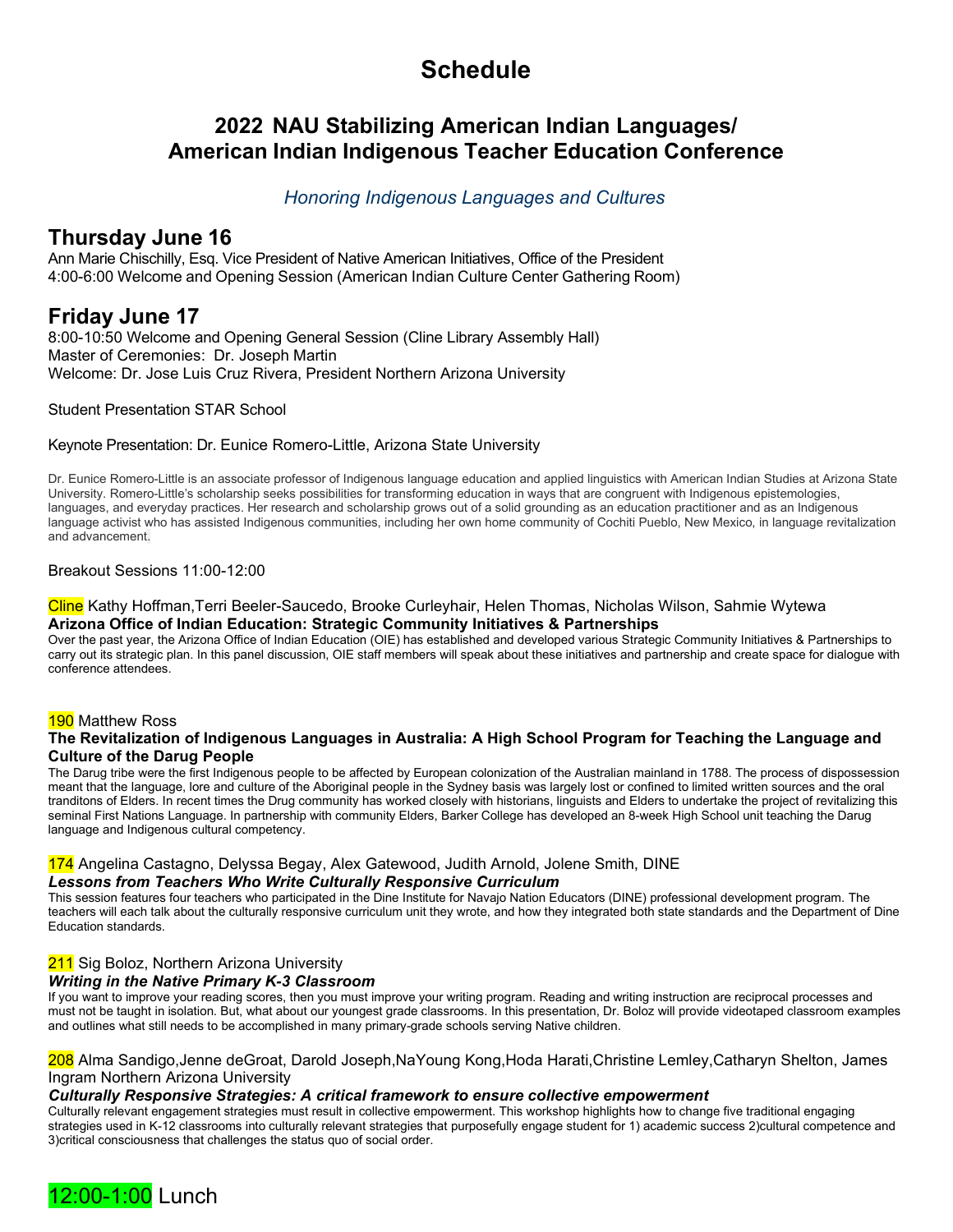# Schedule

## 2022 NAU Stabilizing American Indian Languages/ American Indian Indigenous Teacher Education Conference

*Honoring Indigenous Languages and Cultures*

## Thursday June 16

Ann Marie Chischilly, Esq. Vice President of Native American Initiatives, Office of the President
4:00-6:00 Welcome and Opening Session (American Indian Culture Center Gathering Room)

## Friday June 17

8:00-10:50 Welcome and Opening General Session (Cline Library Assembly Hall)
Master of Ceremonies: Dr. Joseph Martin
Welcome: Dr. Jose Luis Cruz Rivera, President Northern Arizona University

Student Presentation STAR School

Keynote Presentation: Dr. Eunice Romero-Little, Arizona State University

Dr. Eunice Romero-Little is an associate professor of Indigenous language education and applied linguistics with American Indian Studies at Arizona State University. Romero-Little's scholarship seeks possibilities for transforming education in ways that are congruent with Indigenous epistemologies, languages, and everyday practices. Her research and scholarship grows out of a solid grounding as an education practitioner and as an Indigenous language activist who has assisted Indigenous communities, including her own home community of Cochiti Pueblo, New Mexico, in language revitalization and advancement.

Breakout Sessions 11:00-12:00

Cline Kathy Hoffman,Terri Beeler-Saucedo, Brooke Curleyhair, Helen Thomas, Nicholas Wilson, Sahmie Wytewa
**Arizona Office of Indian Education: Strategic Community Initiatives & Partnerships**
Over the past year, the Arizona Office of Indian Education (OIE) has established and developed various Strategic Community Initiatives & Partnerships to carry out its strategic plan. In this panel discussion, OIE staff members will speak about these initiatives and partnership and create space for dialogue with conference attendees.

190 Matthew Ross
**The Revitalization of Indigenous Languages in Australia: A High School Program for Teaching the Language and Culture of the Darug People**
The Darug tribe were the first Indigenous people to be affected by European colonization of the Australian mainland in 1788. The process of dispossession meant that the language, lore and culture of the Aboriginal people in the Sydney basis was largely lost or confined to limited written sources and the oral tranditons of Elders. In recent times the Drug community has worked closely with historians, linguists and Elders to undertake the project of revitalizing this seminal First Nations Language. In partnership with community Elders, Barker College has developed an 8-week High School unit teaching the Darug language and Indigenous cultural competency.

174 Angelina Castagno, Delyssa Begay, Alex Gatewood, Judith Arnold, Jolene Smith, DINE
***Lessons from Teachers Who Write Culturally Responsive Curriculum***
This session features four teachers who participated in the Dine Institute for Navajo Nation Educators (DINE) professional development program. The teachers will each talk about the culturally responsive curriculum unit they wrote, and how they integrated both state standards and the Department of Dine Education standards.

211 Sig Boloz, Northern Arizona University
***Writing in the Native Primary K-3 Classroom***
If you want to improve your reading scores, then you must improve your writing program. Reading and writing instruction are reciprocal processes and must not be taught in isolation. But, what about our youngest grade classrooms. In this presentation, Dr. Boloz will provide videotaped classroom examples and outlines what still needs to be accomplished in many primary-grade schools serving Native children.

208 Alma Sandigo,Jenne deGroat, Darold Joseph,NaYoung Kong,Hoda Harati,Christine Lemley,Catharyn Shelton, James Ingram Northern Arizona University
***Culturally Responsive Strategies: A critical framework to ensure collective empowerment***
Culturally relevant engagement strategies must result in collective empowerment. This workshop highlights how to change five traditional engaging strategies used in K-12 classrooms into culturally relevant strategies that purposefully engage student for 1) academic success 2)cultural competence and 3)critical consciousness that challenges the status quo of social order.

12:00-1:00 Lunch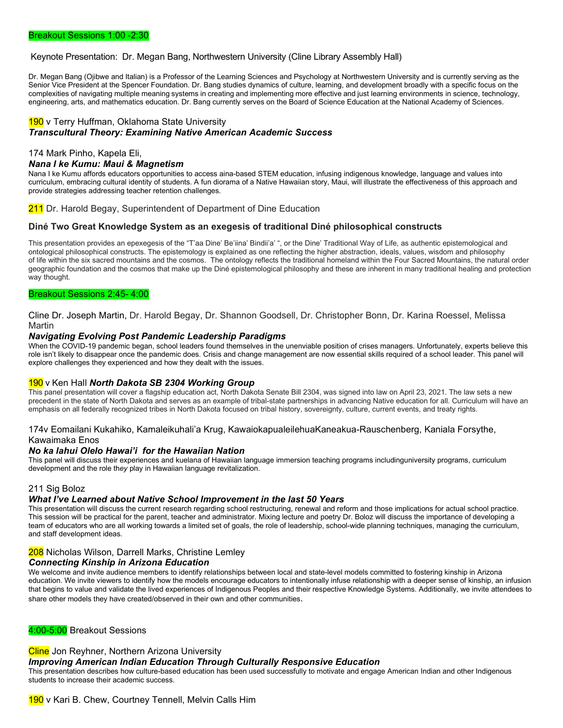Breakout Sessions 1:00 -2:30

Keynote Presentation: Dr. Megan Bang, Northwestern University (Cline Library Assembly Hall)

Dr. Megan Bang (Ojibwe and Italian) is a Professor of the Learning Sciences and Psychology at Northwestern University and is currently serving as the Senior Vice President at the Spencer Foundation. Dr. Bang studies dynamics of culture, learning, and development broadly with a specific focus on the complexities of navigating multiple meaning systems in creating and implementing more effective and just learning environments in science, technology, engineering, arts, and mathematics education. Dr. Bang currently serves on the Board of Science Education at the National Academy of Sciences.

190 v Terry Huffman, Oklahoma State University
***Transcultural Theory: Examining Native American Academic Success***

174 Mark Pinho, Kapela Eli,
***Nana I ke Kumu: Maui & Magnetism***
Nana I ke Kumu affords educators opportunities to access aina-based STEM education, infusing indigenous knowledge, language and values into curriculum, embracing cultural identity of students. A fun diorama of a Native Hawaiian story, Maui, will illustrate the effectiveness of this approach and provide strategies addressing teacher retention challenges.

211 Dr. Harold Begay, Superintendent of Department of Dine Education

**Diné Two Great Knowledge System as an exegesis of traditional Diné philosophical constructs**

This presentation provides an epexegesis of the "T'aa Dine' Be'iina' Bindii'a' ", or the Dine' Traditional Way of Life, as authentic epistemological and ontological philosophical constructs. The epistemology is explained as one reflecting the higher abstraction, ideals, values, wisdom and philosophy of life within the six sacred mountains and the cosmos. The ontology reflects the traditional homeland within the Four Sacred Mountains, the natural order geographic foundation and the cosmos that make up the Diné epistemological philosophy and these are inherent in many traditional healing and protection way thought.

Breakout Sessions 2:45- 4:00

Cline Dr. Joseph Martin, Dr. Harold Begay, Dr. Shannon Goodsell, Dr. Christopher Bonn, Dr. Karina Roessel, Melissa Martin
***Navigating Evolving Post Pandemic Leadership Paradigms***
When the COVID-19 pandemic began, school leaders found themselves in the unenviable position of crises managers. Unfortunately, experts believe this role isn't likely to disappear once the pandemic does. Crisis and change management are now essential skills required of a school leader. This panel will explore challenges they experienced and how they dealt with the issues.

190 v Ken Hall ***North Dakota SB 2304 Working Group***
This panel presentation will cover a flagship education act, North Dakota Senate Bill 2304, was signed into law on April 23, 2021. The law sets a new precedent in the state of North Dakota and serves as an example of tribal-state partnerships in advancing Native education for all. Curriculum will have an emphasis on all federally recognized tribes in North Dakota focused on tribal history, sovereignty, culture, current events, and treaty rights.

174v Eomailani Kukahiko, Kamaleikuhali'a Krug, KawaiokapualeilehuaKaneakua-Rauschenberg, Kaniala Forsythe, Kawaimaka Enos
***No ka lahui Olelo Hawai'i for the Hawaiian Nation***
This panel will discuss their experiences and kuelana of Hawaiian language immersion teaching programs includinguniversity programs, curriculum development and the role they play in Hawaiian language revitalization.

211 Sig Boloz
***What I've Learned about Native School Improvement in the last 50 Years***
This presentation will discuss the current research regarding school restructuring, renewal and reform and those implications for actual school practice. This session will be practical for the parent, teacher and administrator. Mixing lecture and poetry Dr. Boloz will discuss the importance of developing a team of educators who are all working towards a limited set of goals, the role of leadership, school-wide planning techniques, managing the curriculum, and staff development ideas.

208 Nicholas Wilson, Darrell Marks, Christine Lemley
***Connecting Kinship in Arizona Education***
We welcome and invite audience members to identify relationships between local and state-level models committed to fostering kinship in Arizona education. We invite viewers to identify how the models encourage educators to intentionally infuse relationship with a deeper sense of kinship, an infusion that begins to value and validate the lived experiences of Indigenous Peoples and their respective Knowledge Systems. Additionally, we invite attendees to share other models they have created/observed in their own and other communities.

4:00-5:00 Breakout Sessions

Cline Jon Reyhner, Northern Arizona University
***Improving American Indian Education Through Culturally Responsive Education***
This presentation describes how culture-based education has been used successfully to motivate and engage American Indian and other Indigenous students to increase their academic success.

190 v Kari B. Chew, Courtney Tennell, Melvin Calls Him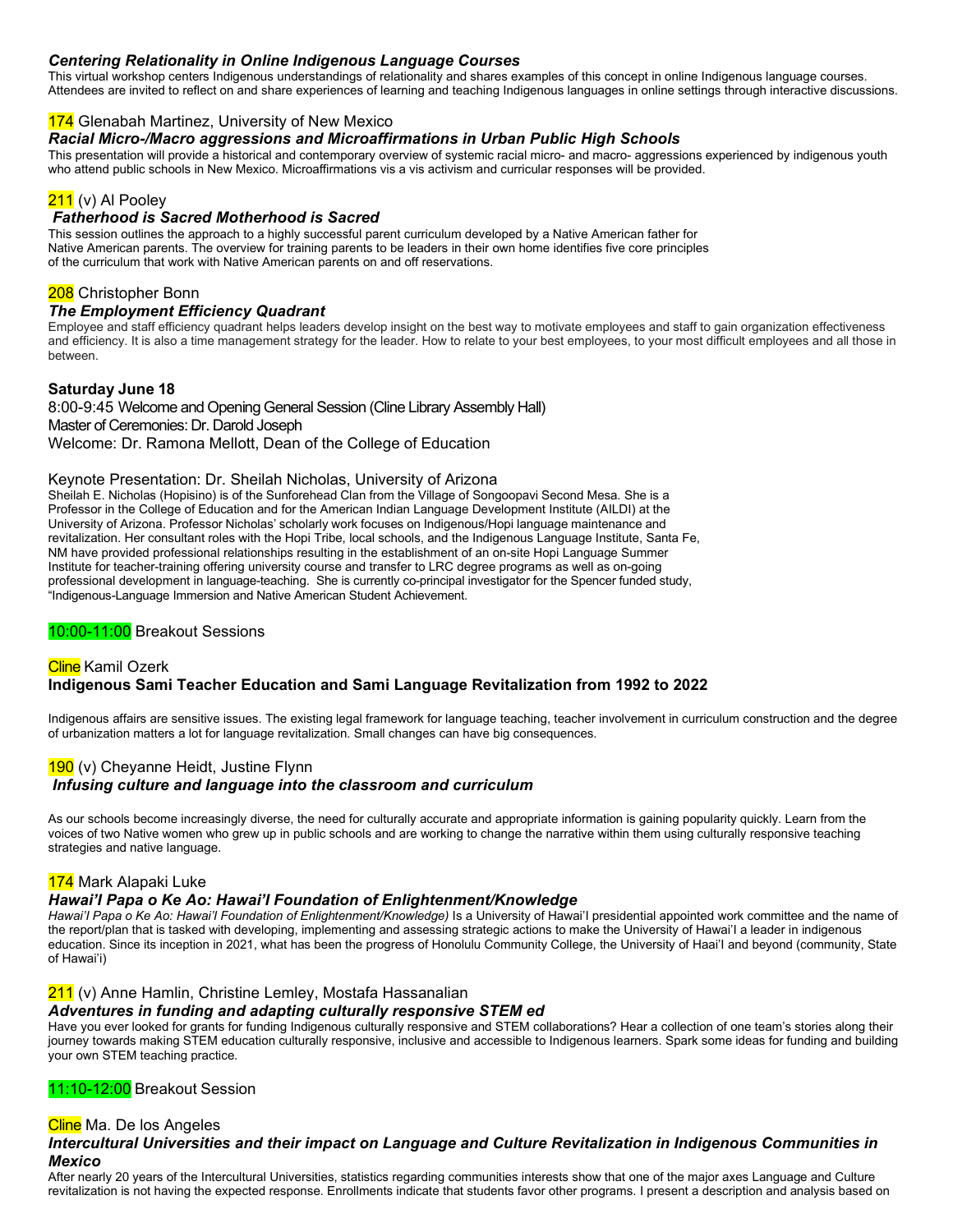***Centering Relationality in Online Indigenous Language Courses***

This virtual workshop centers Indigenous understandings of relationality and shares examples of this concept in online Indigenous language courses. Attendees are invited to reflect on and share experiences of learning and teaching Indigenous languages in online settings through interactive discussions.

174 Glenabah Martinez, University of New Mexico

***Racial Micro-/Macro aggressions and Microaffirmations in Urban Public High Schools***

This presentation will provide a historical and contemporary overview of systemic racial micro- and macro- aggressions experienced by indigenous youth who attend public schools in New Mexico. Microaffirmations vis a vis activism and curricular responses will be provided.

211 (v) Al Pooley

***Fatherhood is Sacred Motherhood is Sacred***

This session outlines the approach to a highly successful parent curriculum developed by a Native American father for Native American parents. The overview for training parents to be leaders in their own home identifies five core principles of the curriculum that work with Native American parents on and off reservations.

208 Christopher Bonn

***The Employment Efficiency Quadrant***

Employee and staff efficiency quadrant helps leaders develop insight on the best way to motivate employees and staff to gain organization effectiveness and efficiency. It is also a time management strategy for the leader. How to relate to your best employees, to your most difficult employees and all those in between.

**Saturday June 18**

8:00-9:45 Welcome and Opening General Session (Cline Library Assembly Hall)
Master of Ceremonies: Dr. Darold Joseph
Welcome: Dr. Ramona Mellott, Dean of the College of Education

Keynote Presentation: Dr. Sheilah Nicholas, University of Arizona

Sheilah E. Nicholas (Hopisino) is of the Sunforehead Clan from the Village of Songoopavi Second Mesa. She is a Professor in the College of Education and for the American Indian Language Development Institute (AILDI) at the University of Arizona. Professor Nicholas' scholarly work focuses on Indigenous/Hopi language maintenance and revitalization. Her consultant roles with the Hopi Tribe, local schools, and the Indigenous Language Institute, Santa Fe, NM have provided professional relationships resulting in the establishment of an on-site Hopi Language Summer Institute for teacher-training offering university course and transfer to LRC degree programs as well as on-going professional development in language-teaching. She is currently co-principal investigator for the Spencer funded study, "Indigenous-Language Immersion and Native American Student Achievement.

10:00-11:00 Breakout Sessions

Cline Kamil Ozerk

**Indigenous Sami Teacher Education and Sami Language Revitalization from 1992 to 2022**

Indigenous affairs are sensitive issues. The existing legal framework for language teaching, teacher involvement in curriculum construction and the degree of urbanization matters a lot for language revitalization. Small changes can have big consequences.

190 (v) Cheyanne Heidt, Justine Flynn

***Infusing culture and language into the classroom and curriculum***

As our schools become increasingly diverse, the need for culturally accurate and appropriate information is gaining popularity quickly. Learn from the voices of two Native women who grew up in public schools and are working to change the narrative within them using culturally responsive teaching strategies and native language.

174 Mark Alapaki Luke

***Hawai'I Papa o Ke Ao: Hawai'I Foundation of Enlightenment/Knowledge***

*Hawai'I Papa o Ke Ao: Hawai'I Foundation of Enlightenment/Knowledge)* Is a University of Hawai'I presidential appointed work committee and the name of the report/plan that is tasked with developing, implementing and assessing strategic actions to make the University of Hawai'I a leader in indigenous education. Since its inception in 2021, what has been the progress of Honolulu Community College, the University of Haai'I and beyond (community, State of Hawai'i)

211 (v) Anne Hamlin, Christine Lemley, Mostafa Hassanalian

***Adventures in funding and adapting culturally responsive STEM ed***

Have you ever looked for grants for funding Indigenous culturally responsive and STEM collaborations? Hear a collection of one team's stories along their journey towards making STEM education culturally responsive, inclusive and accessible to Indigenous learners. Spark some ideas for funding and building your own STEM teaching practice.

11:10-12:00 Breakout Session

Cline Ma. De los Angeles

***Intercultural Universities and their impact on Language and Culture Revitalization in Indigenous Communities in Mexico***

After nearly 20 years of the Intercultural Universities, statistics regarding communities interests show that one of the major axes Language and Culture revitalization is not having the expected response. Enrollments indicate that students favor other programs. I present a description and analysis based on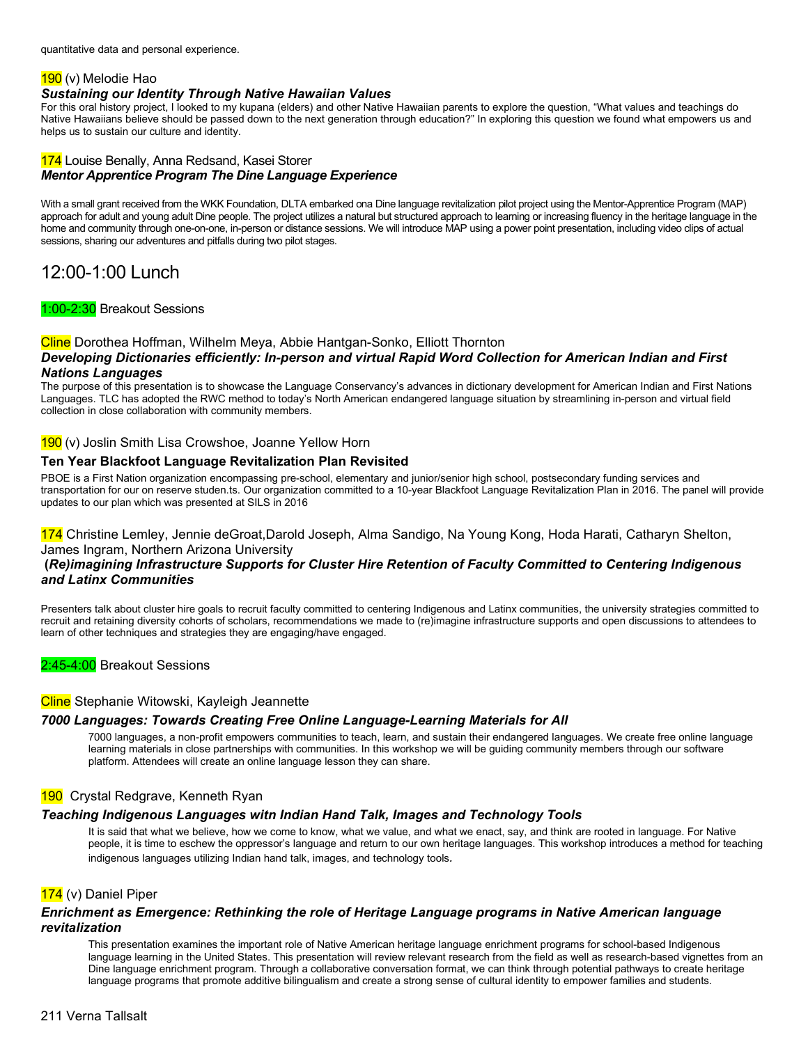quantitative data and personal experience.

190 (v) Melodie Hao

***Sustaining our Identity Through Native Hawaiian Values***

For this oral history project, I looked to my kupana (elders) and other Native Hawaiian parents to explore the question, "What values and teachings do Native Hawaiians believe should be passed down to the next generation through education?" In exploring this question we found what empowers us and helps us to sustain our culture and identity.

174 Louise Benally, Anna Redsand, Kasei Storer

***Mentor Apprentice Program The Dine Language Experience***

With a small grant received from the WKK Foundation, DLTA embarked ona Dine language revitalization pilot project using the Mentor-Apprentice Program (MAP) approach for adult and young adult Dine people. The project utilizes a natural but structured approach to learning or increasing fluency in the heritage language in the home and community through one-on-one, in-person or distance sessions. We will introduce MAP using a power point presentation, including video clips of actual sessions, sharing our adventures and pitfalls during two pilot stages.

# 12:00-1:00 Lunch

1:00-2:30 Breakout Sessions

Cline Dorothea Hoffman, Wilhelm Meya, Abbie Hantgan-Sonko, Elliott Thornton

***Developing Dictionaries efficiently: In-person and virtual Rapid Word Collection for American Indian and First Nations Languages***

The purpose of this presentation is to showcase the Language Conservancy's advances in dictionary development for American Indian and First Nations Languages. TLC has adopted the RWC method to today's North American endangered language situation by streamlining in-person and virtual field collection in close collaboration with community members.

190 (v) Joslin Smith Lisa Crowshoe, Joanne Yellow Horn

**Ten Year Blackfoot Language Revitalization Plan Revisited**

PBOE is a First Nation organization encompassing pre-school, elementary and junior/senior high school, postsecondary funding services and transportation for our on reserve studen.ts. Our organization committed to a 10-year Blackfoot Language Revitalization Plan in 2016. The panel will provide updates to our plan which was presented at SILS in 2016

174 Christine Lemley, Jennie deGroat,Darold Joseph, Alma Sandigo, Na Young Kong, Hoda Harati, Catharyn Shelton, James Ingram, Northern Arizona University

**(*Re)imagining Infrastructure Supports for Cluster Hire Retention of Faculty Committed to Centering Indigenous and Latinx Communities***

Presenters talk about cluster hire goals to recruit faculty committed to centering Indigenous and Latinx communities, the university strategies committed to recruit and retaining diversity cohorts of scholars, recommendations we made to (re)imagine infrastructure supports and open discussions to attendees to learn of other techniques and strategies they are engaging/have engaged.

2:45-4:00 Breakout Sessions

Cline Stephanie Witowski, Kayleigh Jeannette

***7000 Languages: Towards Creating Free Online Language-Learning Materials for All***

7000 languages, a non-profit empowers communities to teach, learn, and sustain their endangered languages. We create free online language learning materials in close partnerships with communities. In this workshop we will be guiding community members through our software platform. Attendees will create an online language lesson they can share.

190 Crystal Redgrave, Kenneth Ryan

***Teaching Indigenous Languages witn Indian Hand Talk, Images and Technology Tools***

It is said that what we believe, how we come to know, what we value, and what we enact, say, and think are rooted in language. For Native people, it is time to eschew the oppressor's language and return to our own heritage languages. This workshop introduces a method for teaching indigenous languages utilizing Indian hand talk, images, and technology tools.

174 (v) Daniel Piper

***Enrichment as Emergence: Rethinking the role of Heritage Language programs in Native American language revitalization***

This presentation examines the important role of Native American heritage language enrichment programs for school-based Indigenous language learning in the United States. This presentation will review relevant research from the field as well as research-based vignettes from an Dine language enrichment program. Through a collaborative conversation format, we can think through potential pathways to create heritage language programs that promote additive bilingualism and create a strong sense of cultural identity to empower families and students.

211 Verna Tallsalt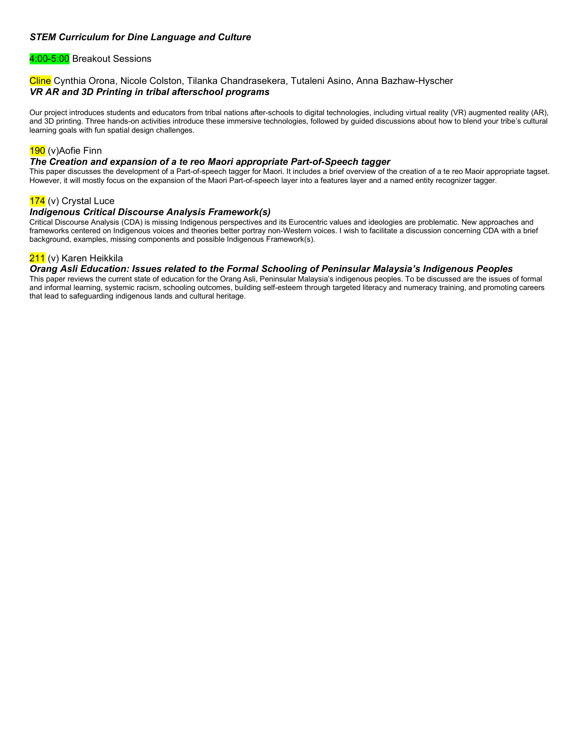***STEM Curriculum for Dine Language and Culture***

4:00-5:00 Breakout Sessions

Cline Cynthia Orona, Nicole Colston, Tilanka Chandrasekera, Tutaleni Asino, Anna Bazhaw-Hyscher
***VR AR and 3D Printing in tribal afterschool programs***

Our project introduces students and educators from tribal nations after-schools to digital technologies, including virtual reality (VR) augmented reality (AR), and 3D printing. Three hands-on activities introduce these immersive technologies, followed by guided discussions about how to blend your tribe's cultural learning goals with fun spatial design challenges.

190 (v)Aofie Finn
***The Creation and expansion of a te reo Maori appropriate Part-of-Speech tagger***
This paper discusses the development of a Part-of-speech tagger for Maori. It includes a brief overview of the creation of a te reo Maoir appropriate tagset. However, it will mostly focus on the expansion of the Maori Part-of-speech layer into a features layer and a named entity recognizer tagger.

174 (v) Crystal Luce
***Indigenous Critical Discourse Analysis Framework(s)***
Critical Discourse Analysis (CDA) is missing Indigenous perspectives and its Eurocentric values and ideologies are problematic. New approaches and frameworks centered on Indigenous voices and theories better portray non-Western voices. I wish to facilitate a discussion concerning CDA with a brief background, examples, missing components and possible Indigenous Framework(s).

211 (v) Karen Heikkila
***Orang Asli Education: Issues related to the Formal Schooling of Peninsular Malaysia's Indigenous Peoples***
This paper reviews the current state of education for the Orang Asli, Peninsular Malaysia's indigenous peoples. To be discussed are the issues of formal and informal learning, systemic racism, schooling outcomes, building self-esteem through targeted literacy and numeracy training, and promoting careers that lead to safeguarding indigenous lands and cultural heritage.